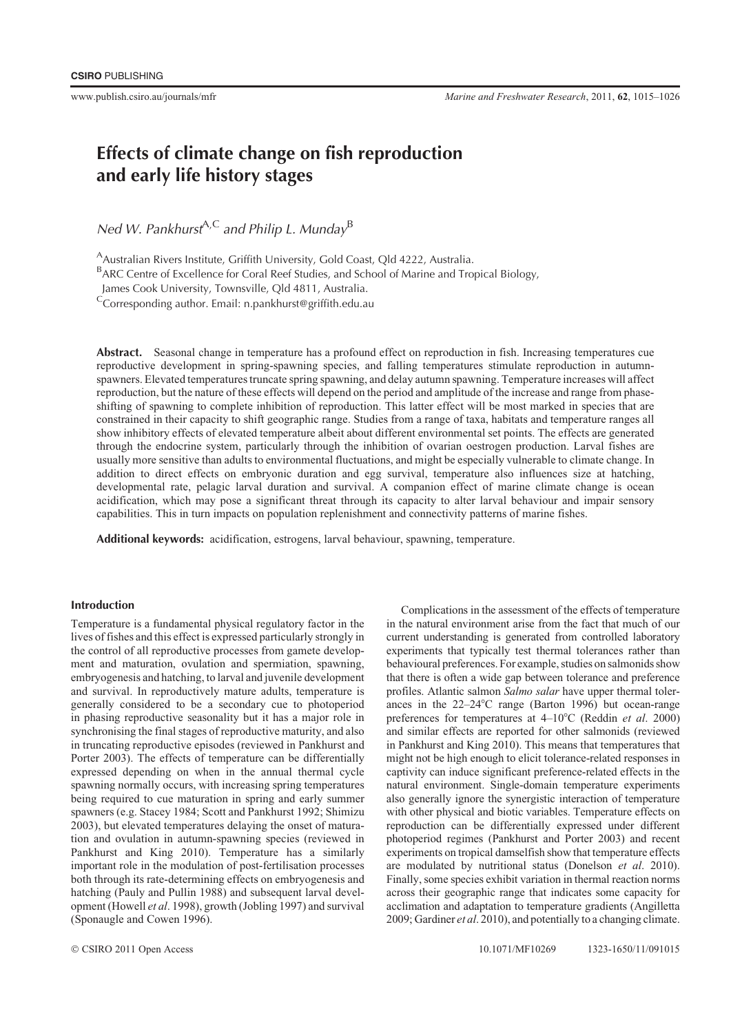# Effects of climate change on fish reproduction and early life history stages

*Ned W. Pankhurst*[A,C] *and Philip L. Munday*[B]

[A]Australian Rivers Institute, Griffith University, Gold Coast, Qld 4222, Australia.
[B]ARC Centre of Excellence for Coral Reef Studies, and School of Marine and Tropical Biology, James Cook University, Townsville, Qld 4811, Australia.
[C]Corresponding author. Email: n.pankhurst@griffith.edu.au

**Abstract.** Seasonal change in temperature has a profound effect on reproduction in fish. Increasing temperatures cue reproductive development in spring-spawning species, and falling temperatures stimulate reproduction in autumn-spawners. Elevated temperatures truncate spring spawning, and delay autumn spawning. Temperature increases will affect reproduction, but the nature of these effects will depend on the period and amplitude of the increase and range from phase-shifting of spawning to complete inhibition of reproduction. This latter effect will be most marked in species that are constrained in their capacity to shift geographic range. Studies from a range of taxa, habitats and temperature ranges all show inhibitory effects of elevated temperature albeit about different environmental set points. The effects are generated through the endocrine system, particularly through the inhibition of ovarian oestrogen production. Larval fishes are usually more sensitive than adults to environmental fluctuations, and might be especially vulnerable to climate change. In addition to direct effects on embryonic duration and egg survival, temperature also influences size at hatching, developmental rate, pelagic larval duration and survival. A companion effect of marine climate change is ocean acidification, which may pose a significant threat through its capacity to alter larval behaviour and impair sensory capabilities. This in turn impacts on population replenishment and connectivity patterns of marine fishes.

**Additional keywords:** acidification, estrogens, larval behaviour, spawning, temperature.

## Introduction

Temperature is a fundamental physical regulatory factor in the lives of fishes and this effect is expressed particularly strongly in the control of all reproductive processes from gamete development and maturation, ovulation and spermiation, spawning, embryogenesis and hatching, to larval and juvenile development and survival. In reproductively mature adults, temperature is generally considered to be a secondary cue to photoperiod in phasing reproductive seasonality but it has a major role in synchronising the final stages of reproductive maturity, and also in truncating reproductive episodes (reviewed in Pankhurst and Porter 2003). The effects of temperature can be differentially expressed depending on when in the annual thermal cycle spawning normally occurs, with increasing spring temperatures being required to cue maturation in spring and early summer spawners (e.g. Stacey 1984; Scott and Pankhurst 1992; Shimizu 2003), but elevated temperatures delaying the onset of maturation and ovulation in autumn-spawning species (reviewed in Pankhurst and King 2010). Temperature has a similarly important role in the modulation of post-fertilisation processes both through its rate-determining effects on embryogenesis and hatching (Pauly and Pullin 1988) and subsequent larval development (Howell *et al*. 1998), growth (Jobling 1997) and survival (Sponaugle and Cowen 1996).

Complications in the assessment of the effects of temperature in the natural environment arise from the fact that much of our current understanding is generated from controlled laboratory experiments that typically test thermal tolerances rather than behavioural preferences. For example, studies on salmonids show that there is often a wide gap between tolerance and preference profiles. Atlantic salmon *Salmo salar* have upper thermal tolerances in the 22–24°C range (Barton 1996) but ocean-range preferences for temperatures at 4–10°C (Reddin *et al*. 2000) and similar effects are reported for other salmonids (reviewed in Pankhurst and King 2010). This means that temperatures that might not be high enough to elicit tolerance-related responses in captivity can induce significant preference-related effects in the natural environment. Single-domain temperature experiments also generally ignore the synergistic interaction of temperature with other physical and biotic variables. Temperature effects on reproduction can be differentially expressed under different photoperiod regimes (Pankhurst and Porter 2003) and recent experiments on tropical damselfish show that temperature effects are modulated by nutritional status (Donelson *et al*. 2010). Finally, some species exhibit variation in thermal reaction norms across their geographic range that indicates some capacity for acclimation and adaptation to temperature gradients (Angilletta 2009; Gardiner *et al*. 2010), and potentially to a changing climate.

© CSIRO 2011 Open Access 10.1071/MF10269 1323-1650/11/091015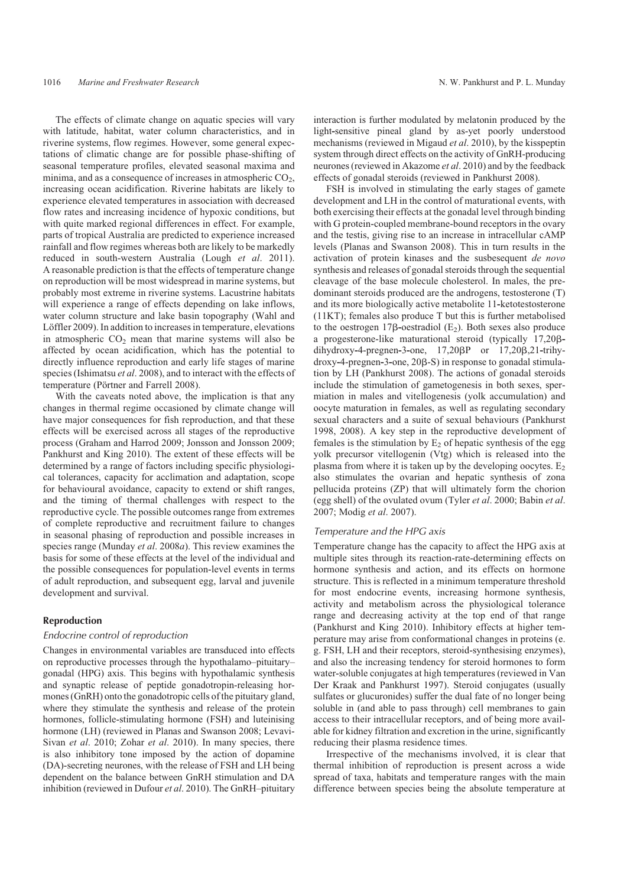The effects of climate change on aquatic species will vary with latitude, habitat, water column characteristics, and in riverine systems, flow regimes. However, some general expectations of climatic change are for possible phase-shifting of seasonal temperature profiles, elevated seasonal maxima and minima, and as a consequence of increases in atmospheric $CO_2$, increasing ocean acidification. Riverine habitats are likely to experience elevated temperatures in association with decreased flow rates and increasing incidence of hypoxic conditions, but with quite marked regional differences in effect. For example, parts of tropical Australia are predicted to experience increased rainfall and flow regimes whereas both are likely to be markedly reduced in south-western Australia (Lough *et al*. 2011). A reasonable prediction is that the effects of temperature change on reproduction will be most widespread in marine systems, but probably most extreme in riverine systems. Lacustrine habitats will experience a range of effects depending on lake inflows, water column structure and lake basin topography (Wahl and Löffler 2009). In addition to increases in temperature, elevations in atmospheric $CO_2$ mean that marine systems will also be affected by ocean acidification, which has the potential to directly influence reproduction and early life stages of marine species (Ishimatsu *et al*. 2008), and to interact with the effects of temperature (Pörtner and Farrell 2008).

With the caveats noted above, the implication is that any changes in thermal regime occasioned by climate change will have major consequences for fish reproduction, and that these effects will be exercised across all stages of the reproductive process (Graham and Harrod 2009; Jonsson and Jonsson 2009; Pankhurst and King 2010). The extent of these effects will be determined by a range of factors including specific physiological tolerances, capacity for acclimation and adaptation, scope for behavioural avoidance, capacity to extend or shift ranges, and the timing of thermal challenges with respect to the reproductive cycle. The possible outcomes range from extremes of complete reproductive and recruitment failure to changes in seasonal phasing of reproduction and possible increases in species range (Munday *et al*. 2008*a*). This review examines the basis for some of these effects at the level of the individual and the possible consequences for population-level events in terms of adult reproduction, and subsequent egg, larval and juvenile development and survival.

## Reproduction

### *Endocrine control of reproduction*

Changes in environmental variables are transduced into effects on reproductive processes through the hypothalamo–pituitary–gonadal (HPG) axis. This begins with hypothalamic synthesis and synaptic release of peptide gonadotropin-releasing hormones (GnRH) onto the gonadotropic cells of the pituitary gland, where they stimulate the synthesis and release of the protein hormones, follicle-stimulating hormone (FSH) and luteinising hormone (LH) (reviewed in Planas and Swanson 2008; Levavi-Sivan *et al*. 2010; Zohar *et al*. 2010). In many species, there is also inhibitory tone imposed by the action of dopamine (DA)-secreting neurones, with the release of FSH and LH being dependent on the balance between GnRH stimulation and DA inhibition (reviewed in Dufour *et al*. 2010). The GnRH–pituitary interaction is further modulated by melatonin produced by the light-sensitive pineal gland by as-yet poorly understood mechanisms (reviewed in Migaud *et al*. 2010), by the kisspeptin system through direct effects on the activity of GnRH-producing neurones (reviewed in Akazome *et al*. 2010) and by the feedback effects of gonadal steroids (reviewed in Pankhurst 2008).

FSH is involved in stimulating the early stages of gamete development and LH in the control of maturational events, with both exercising their effects at the gonadal level through binding with G protein-coupled membrane-bound receptors in the ovary and the testis, giving rise to an increase in intracellular cAMP levels (Planas and Swanson 2008). This in turn results in the activation of protein kinases and the susbesequent *de novo* synthesis and releases of gonadal steroids through the sequential cleavage of the base molecule cholesterol. In males, the predominant steroids produced are the androgens, testosterone (T) and its more biologically active metabolite 11-ketotestosterone (11KT); females also produce T but this is further metabolised to the oestrogen 17β-oestradiol ($E_2$). Both sexes also produce a progesterone-like maturational steroid (typically 17,20β-dihydroxy-4-pregnen-3-one, 17,20βP or 17,20β,21-trihydroxy-4-pregnen-3-one, 20β-S) in response to gonadal stimulation by LH (Pankhurst 2008). The actions of gonadal steroids include the stimulation of gametogenesis in both sexes, spermiation in males and vitellogenesis (yolk accumulation) and oocyte maturation in females, as well as regulating secondary sexual characters and a suite of sexual behaviours (Pankhurst 1998, 2008). A key step in the reproductive development of females is the stimulation by $E_2$ of hepatic synthesis of the egg yolk precursor vitellogenin (Vtg) which is released into the plasma from where it is taken up by the developing oocytes. $E_2$ also stimulates the ovarian and hepatic synthesis of zona pellucida proteins (ZP) that will ultimately form the chorion (egg shell) of the ovulated ovum (Tyler *et al*. 2000; Babin *et al*. 2007; Modig *et al*. 2007).

### *Temperature and the HPG axis*

Temperature change has the capacity to affect the HPG axis at multiple sites through its reaction-rate-determining effects on hormone synthesis and action, and its effects on hormone structure. This is reflected in a minimum temperature threshold for most endocrine events, increasing hormone synthesis, activity and metabolism across the physiological tolerance range and decreasing activity at the top end of that range (Pankhurst and King 2010). Inhibitory effects at higher temperature may arise from conformational changes in proteins (e.g. FSH, LH and their receptors, steroid-synthesising enzymes), and also the increasing tendency for steroid hormones to form water-soluble conjugates at high temperatures (reviewed in Van Der Kraak and Pankhurst 1997). Steroid conjugates (usually sulfates or glucuronides) suffer the dual fate of no longer being soluble in (and able to pass through) cell membranes to gain access to their intracellular receptors, and of being more available for kidney filtration and excretion in the urine, significantly reducing their plasma residence times.

Irrespective of the mechanisms involved, it is clear that thermal inhibition of reproduction is present across a wide spread of taxa, habitats and temperature ranges with the main difference between species being the absolute temperature at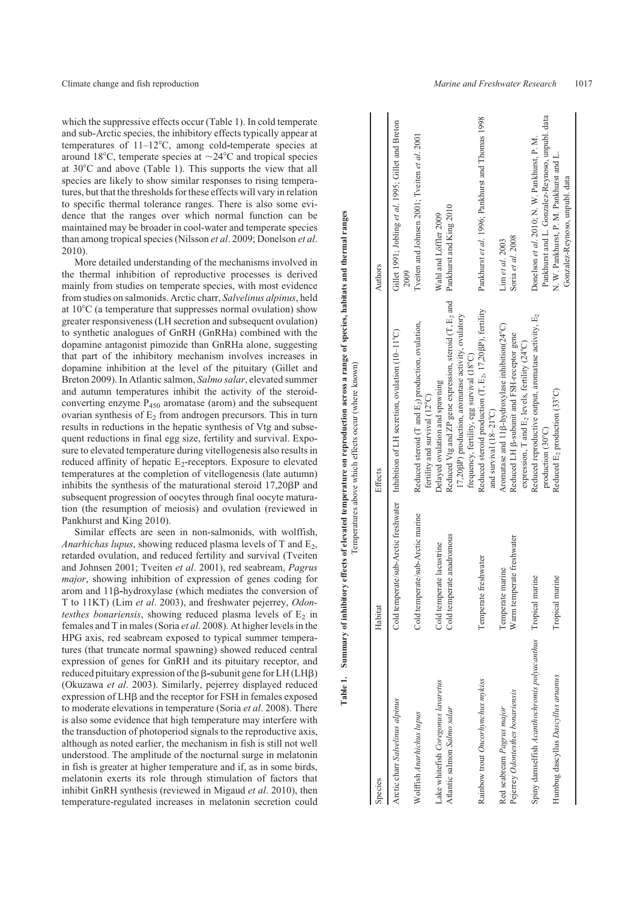which the suppressive effects occur (Table 1). In cold temperate and sub-Arctic species, the inhibitory effects typically appear at temperatures of 11–12°C, among cold-temperate species at around 18°C, temperate species at ~24°C and tropical species at 30°C and above (Table 1). This supports the view that all species are likely to show similar responses to rising temperatures, but that the thresholds for these effects will vary in relation to specific thermal tolerance ranges. There is also some evidence that the ranges over which normal function can be maintained may be broader in cool-water and temperate species than among tropical species (Nilsson *et al*. 2009; Donelson *et al*. 2010).

More detailed understanding of the mechanisms involved in the thermal inhibition of reproductive processes is derived mainly from studies on temperate species, with most evidence from studies on salmonids. Arctic charr, *Salvelinus alpinus*, held at 10°C (a temperature that suppresses normal ovulation) show greater responsiveness (LH secretion and subsequent ovulation) to synthetic analogues of GnRH (GnRHa) combined with the dopamine antagonist pimozide than GnRHa alone, suggesting that part of the inhibitory mechanism involves increases in dopamine inhibition at the level of the pituitary (Gillet and Breton 2009). In Atlantic salmon, *Salmo salar*, elevated summer and autumn temperatures inhibit the activity of the steroid-converting enzyme $P_{450}$ aromatase (arom) and the subsequent ovarian synthesis of $E_2$ from androgen precursors. This in turn results in reductions in the hepatic synthesis of Vtg and subsequent reductions in final egg size, fertility and survival. Exposure to elevated temperature during vitellogenesis also results in reduced affinity of hepatic $E_2$-receptors. Exposure to elevated temperatures at the completion of vitellogenesis (late autumn) inhibits the synthesis of the maturational steroid 17,20βP and subsequent progression of oocytes through final oocyte maturation (the resumption of meiosis) and ovulation (reviewed in Pankhurst and King 2010).

Similar effects are seen in non-salmonids, with wolffish, *Anarhichas lupus*, showing reduced plasma levels of T and $E_2$, retarded ovulation, and reduced fertility and survival (Tveiten and Johnsen 2001; Tveiten *et al*. 2001), red seabream, *Pagrus major*, showing inhibition of expression of genes coding for arom and 11β-hydroxylase (which mediates the conversion of T to 11KT) (Lim *et al*. 2003), and freshwater pejerrey, *Odontesthes bonariensis*, showing reduced plasma levels of $E_2$ in females and T in males (Soria *et al*. 2008). At higher levels in the HPG axis, red seabream exposed to typical summer temperatures (that truncate normal spawning) showed reduced central expression of genes for GnRH and its pituitary receptor, and reduced pituitary expression of the β-subunit gene for LH (LHβ) (Okuzawa *et al*. 2003). Similarly, pejerrey displayed reduced expression of LHβ and the receptor for FSH in females exposed to moderate elevations in temperature (Soria *et al*. 2008). There is also some evidence that high temperature may interfere with the transduction of photoperiod signals to the reproductive axis, although as noted earlier, the mechanism in fish is still not well understood. The amplitude of the nocturnal surge in melatonin in fish is greater at higher temperature and if, as in some birds, melatonin exerts its role through stimulation of factors that inhibit GnRH synthesis (reviewed in Migaud *et al*. 2010), then temperature-regulated increases in melatonin secretion could

**Table 1. Summary of inhibitory effects of elevated temperature on reproduction across a range of species, habitats and thermal ranges**
Temperatures above which effects occur (where known)

| Species | Habitat | Effects | Authors |
|---|---|---|---|
| Arctic charr *Salvelinus alpinus* | Cold temperate/sub-Arctic freshwater | Inhibition of LH secretion, ovulation (10–11°C) | Gillet 1991; Jobling *et al*. 1995; Gillet and Breton 2009 |
| Wolffish *Anarhichas lupus* | Cold temperate/sub-Arctic marine | Reduced steroid (T and $E_2$) production, ovulation, fertility and survival (12°C) | Tveiten and Johnsen 2001; Tveiten *et al*. 2001 |
| Lake whitefish *Coregonus lavaretus* | Cold temperate lacustrine | Delayed ovulation and spawning | Wahl and Löffler 2009 |
| Atlantic salmon *Salmo salar* | Cold temperate anadromous | Reduced Vtg and ZP gene expression, steroid (T, $E_2$ and 17,20βP) production, aromatase activity, ovulatory frequency, fertility, egg survival (18°C) | Pankhurst and King 2010 |
| Rainbow trout *Oncorhynchus mykiss* | Temperate freshwater | Reduced steroid production (T, $E_2$, 17,20βP), fertility and survival (18–21°C) | Pankhurst *et al*. 1996; Pankhurst and Thomas 1998 |
| Red seabream *Pagrus major* | Temperate marine | Aromatase and 11β-hydroxylase inhibition(24°C) | Lim *et al*. 2003 |
| Pejerrey *Odontesthes bonariensis* | Warm temperate freshwater | Reduced LH β-subunit and FSH-receptor gene expression, T and $E_2$ levels, fertility (24°C) | Soria *et al*. 2008 |
| Spiny damselfish *Acanthochromis polyacanthus* | Tropical marine | Reduced reproductive output, aromatase activity, $E_2$ production (30°C) | Donelson *et al*. 2010; N. W. Pankhurst, P. M. Pankhurst and L. Gonzalez-Reynoso, unpubl. data |
| Humbug dascyllus *Dascyllus aruanus* | Tropical marine | Reduced $E_2$ production (33°C) | N. W. Pankhurst, P. M. Pankhurst and L. Gonzalez-Reynoso, unpubl. data |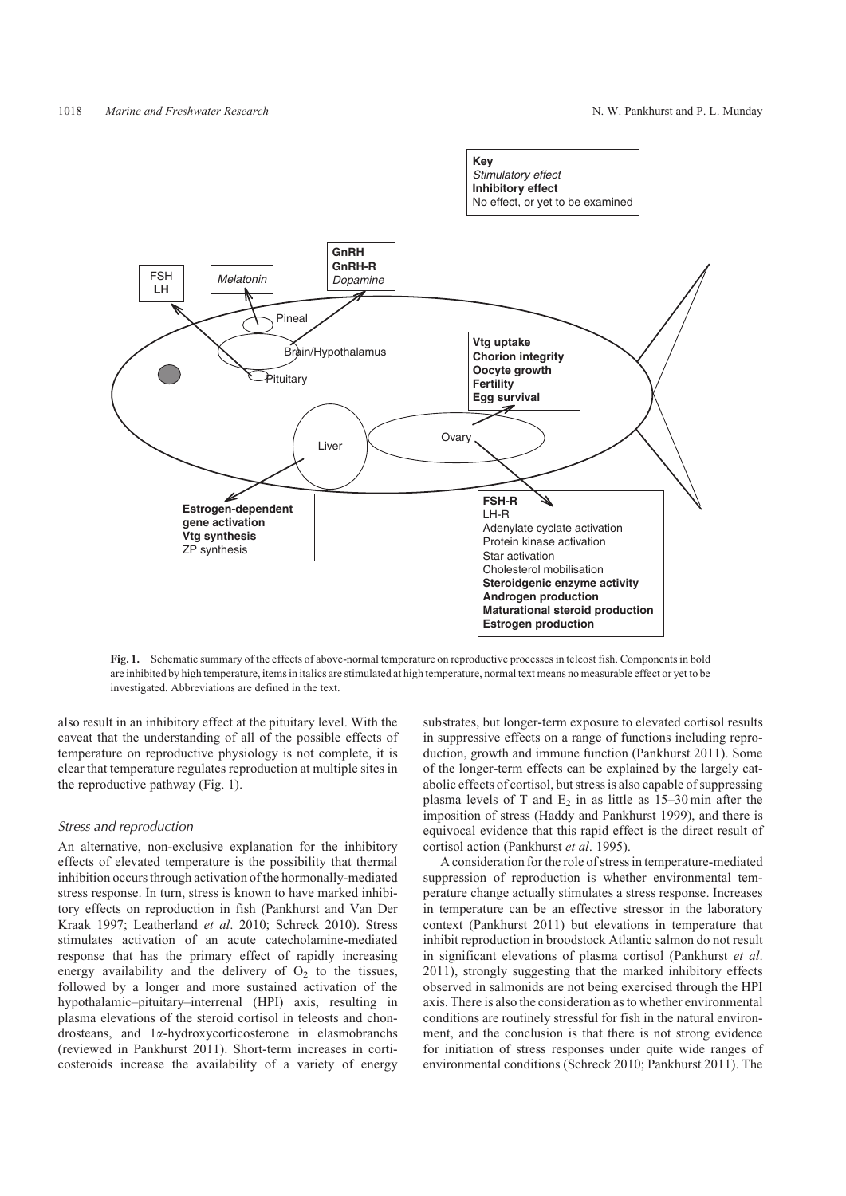**Fig. 1.** Schematic summary of the effects of above-normal temperature on reproductive processes in teleost fish. Components in bold are inhibited by high temperature, items in italics are stimulated at high temperature, normal text means no measurable effect or yet to be investigated. Abbreviations are defined in the text.

also result in an inhibitory effect at the pituitary level. With the caveat that the understanding of all of the possible effects of temperature on reproductive physiology is not complete, it is clear that temperature regulates reproduction at multiple sites in the reproductive pathway (Fig. 1).

### *Stress and reproduction*

An alternative, non-exclusive explanation for the inhibitory effects of elevated temperature is the possibility that thermal inhibition occurs through activation of the hormonally-mediated stress response. In turn, stress is known to have marked inhibitory effects on reproduction in fish (Pankhurst and Van Der Kraak 1997; Leatherland *et al*. 2010; Schreck 2010). Stress stimulates activation of an acute catecholamine-mediated response that has the primary effect of rapidly increasing energy availability and the delivery of $O_2$ to the tissues, followed by a longer and more sustained activation of the hypothalamic–pituitary–interrenal (HPI) axis, resulting in plasma elevations of the steroid cortisol in teleosts and chondrosteans, and 1α-hydroxycorticosterone in elasmobranchs (reviewed in Pankhurst 2011). Short-term increases in corticosteroids increase the availability of a variety of energy substrates, but longer-term exposure to elevated cortisol results in suppressive effects on a range of functions including reproduction, growth and immune function (Pankhurst 2011). Some of the longer-term effects can be explained by the largely catabolic effects of cortisol, but stress is also capable of suppressing plasma levels of T and $E_2$ in as little as 15–30 min after the imposition of stress (Haddy and Pankhurst 1999), and there is equivocal evidence that this rapid effect is the direct result of cortisol action (Pankhurst *et al*. 1995).

A consideration for the role of stress in temperature-mediated suppression of reproduction is whether environmental temperature change actually stimulates a stress response. Increases in temperature can be an effective stressor in the laboratory context (Pankhurst 2011) but elevations in temperature that inhibit reproduction in broodstock Atlantic salmon do not result in significant elevations of plasma cortisol (Pankhurst *et al*. 2011), strongly suggesting that the marked inhibitory effects observed in salmonids are not being exercised through the HPI axis. There is also the consideration as to whether environmental conditions are routinely stressful for fish in the natural environment, and the conclusion is that there is not strong evidence for initiation of stress responses under quite wide ranges of environmental conditions (Schreck 2010; Pankhurst 2011). The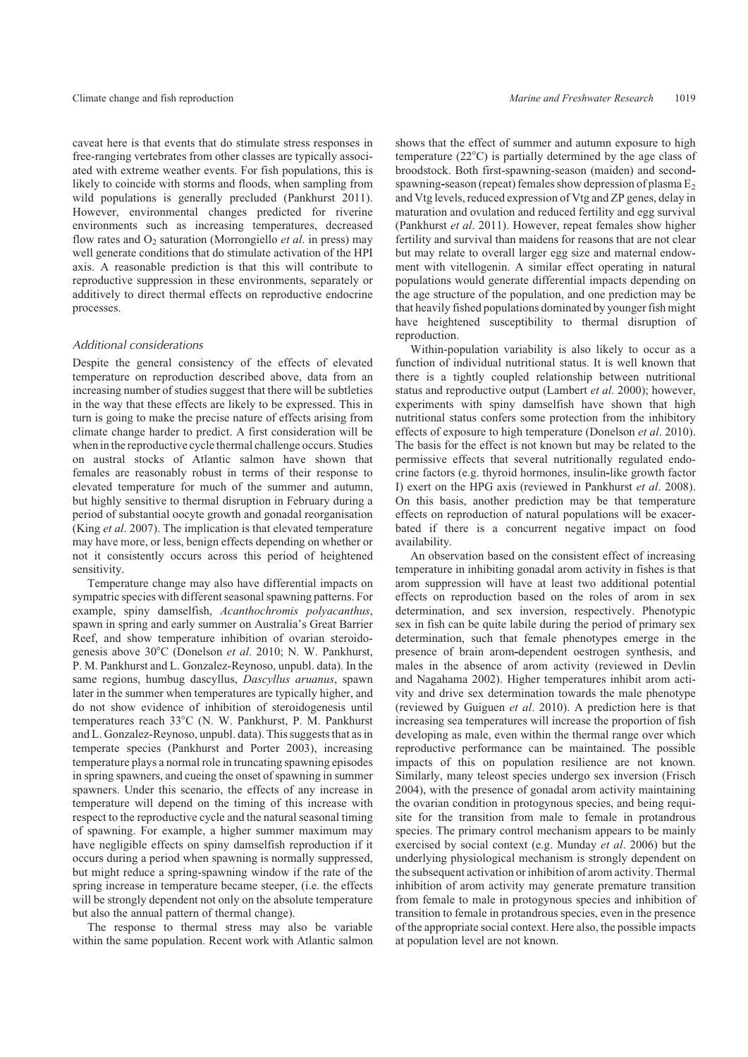caveat here is that events that do stimulate stress responses in free-ranging vertebrates from other classes are typically associated with extreme weather events. For fish populations, this is likely to coincide with storms and floods, when sampling from wild populations is generally precluded (Pankhurst 2011). However, environmental changes predicted for riverine environments such as increasing temperatures, decreased flow rates and $O_2$ saturation (Morrongiello *et al.* in press) may well generate conditions that do stimulate activation of the HPI axis. A reasonable prediction is that this will contribute to reproductive suppression in these environments, separately or additively to direct thermal effects on reproductive endocrine processes.

### *Additional considerations*

Despite the general consistency of the effects of elevated temperature on reproduction described above, data from an increasing number of studies suggest that there will be subtleties in the way that these effects are likely to be expressed. This in turn is going to make the precise nature of effects arising from climate change harder to predict. A first consideration will be when in the reproductive cycle thermal challenge occurs. Studies on austral stocks of Atlantic salmon have shown that females are reasonably robust in terms of their response to elevated temperature for much of the summer and autumn, but highly sensitive to thermal disruption in February during a period of substantial oocyte growth and gonadal reorganisation (King *et al.* 2007). The implication is that elevated temperature may have more, or less, benign effects depending on whether or not it consistently occurs across this period of heightened sensitivity.

Temperature change may also have differential impacts on sympatric species with different seasonal spawning patterns. For example, spiny damselfish, *Acanthochromis polyacanthus*, spawn in spring and early summer on Australia's Great Barrier Reef, and show temperature inhibition of ovarian steroidogenesis above 30°C (Donelson *et al.* 2010; N. W. Pankhurst, P. M. Pankhurst and L. Gonzalez-Reynoso, unpubl. data). In the same regions, humbug dascyllus, *Dascyllus aruanus*, spawn later in the summer when temperatures are typically higher, and do not show evidence of inhibition of steroidogenesis until temperatures reach 33°C (N. W. Pankhurst, P. M. Pankhurst and L. Gonzalez-Reynoso, unpubl. data). This suggests that as in temperate species (Pankhurst and Porter 2003), increasing temperature plays a normal role in truncating spawning episodes in spring spawners, and cueing the onset of spawning in summer spawners. Under this scenario, the effects of any increase in temperature will depend on the timing of this increase with respect to the reproductive cycle and the natural seasonal timing of spawning. For example, a higher summer maximum may have negligible effects on spiny damselfish reproduction if it occurs during a period when spawning is normally suppressed, but might reduce a spring-spawning window if the rate of the spring increase in temperature became steeper, (i.e. the effects will be strongly dependent not only on the absolute temperature but also the annual pattern of thermal change).

The response to thermal stress may also be variable within the same population. Recent work with Atlantic salmon shows that the effect of summer and autumn exposure to high temperature (22°C) is partially determined by the age class of broodstock. Both first-spawning-season (maiden) and second-spawning-season (repeat) females show depression of plasma $E_2$ and Vtg levels, reduced expression of Vtg and ZP genes, delay in maturation and ovulation and reduced fertility and egg survival (Pankhurst *et al.* 2011). However, repeat females show higher fertility and survival than maidens for reasons that are not clear but may relate to overall larger egg size and maternal endowment with vitellogenin. A similar effect operating in natural populations would generate differential impacts depending on the age structure of the population, and one prediction may be that heavily fished populations dominated by younger fish might have heightened susceptibility to thermal disruption of reproduction.

Within-population variability is also likely to occur as a function of individual nutritional status. It is well known that there is a tightly coupled relationship between nutritional status and reproductive output (Lambert *et al.* 2000); however, experiments with spiny damselfish have shown that high nutritional status confers some protection from the inhibitory effects of exposure to high temperature (Donelson *et al.* 2010). The basis for the effect is not known but may be related to the permissive effects that several nutritionally regulated endocrine factors (e.g. thyroid hormones, insulin-like growth factor I) exert on the HPG axis (reviewed in Pankhurst *et al.* 2008). On this basis, another prediction may be that temperature effects on reproduction of natural populations will be exacerbated if there is a concurrent negative impact on food availability.

An observation based on the consistent effect of increasing temperature in inhibiting gonadal arom activity in fishes is that arom suppression will have at least two additional potential effects on reproduction based on the roles of arom in sex determination, and sex inversion, respectively. Phenotypic sex in fish can be quite labile during the period of primary sex determination, such that female phenotypes emerge in the presence of brain arom-dependent oestrogen synthesis, and males in the absence of arom activity (reviewed in Devlin and Nagahama 2002). Higher temperatures inhibit arom activity and drive sex determination towards the male phenotype (reviewed by Guiguen *et al.* 2010). A prediction here is that increasing sea temperatures will increase the proportion of fish developing as male, even within the thermal range over which reproductive performance can be maintained. The possible impacts of this on population resilience are not known. Similarly, many teleost species undergo sex inversion (Frisch 2004), with the presence of gonadal arom activity maintaining the ovarian condition in protogynous species, and being requisite for the transition from male to female in protandrous species. The primary control mechanism appears to be mainly exercised by social context (e.g. Munday *et al.* 2006) but the underlying physiological mechanism is strongly dependent on the subsequent activation or inhibition of arom activity. Thermal inhibition of arom activity may generate premature transition from female to male in protogynous species and inhibition of transition to female in protandrous species, even in the presence of the appropriate social context. Here also, the possible impacts at population level are not known.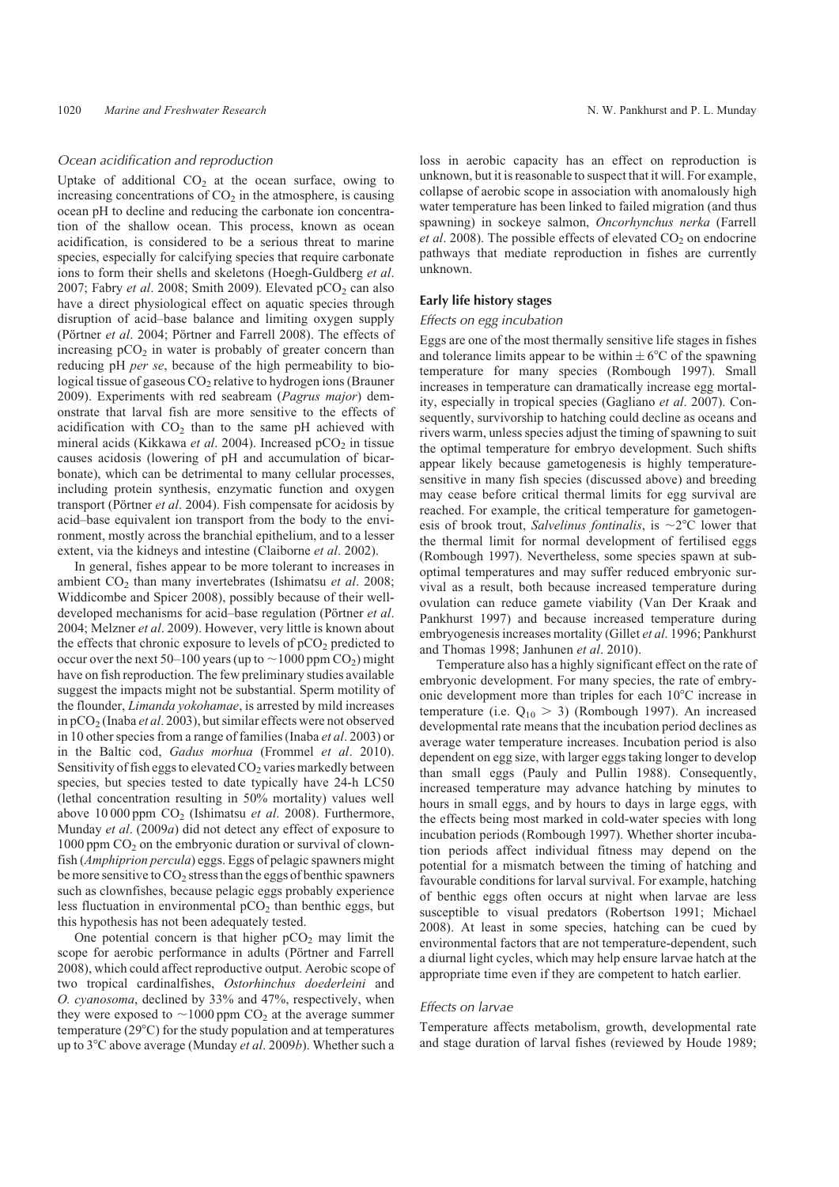### *Ocean acidification and reproduction*

Uptake of additional $CO_2$ at the ocean surface, owing to increasing concentrations of $CO_2$ in the atmosphere, is causing ocean pH to decline and reducing the carbonate ion concentration of the shallow ocean. This process, known as ocean acidification, is considered to be a serious threat to marine species, especially for calcifying species that require carbonate ions to form their shells and skeletons (Hoegh-Guldberg *et al*. 2007; Fabry *et al*. 2008; Smith 2009). Elevated $pCO_2$ can also have a direct physiological effect on aquatic species through disruption of acid–base balance and limiting oxygen supply (Pörtner *et al*. 2004; Pörtner and Farrell 2008). The effects of increasing $pCO_2$ in water is probably of greater concern than reducing pH *per se*, because of the high permeability to biological tissue of gaseous $CO_2$ relative to hydrogen ions (Brauner 2009). Experiments with red seabream (*Pagrus major*) demonstrate that larval fish are more sensitive to the effects of acidification with $CO_2$ than to the same pH achieved with mineral acids (Kikkawa *et al*. 2004). Increased $pCO_2$ in tissue causes acidosis (lowering of pH and accumulation of bicarbonate), which can be detrimental to many cellular processes, including protein synthesis, enzymatic function and oxygen transport (Pörtner *et al*. 2004). Fish compensate for acidosis by acid–base equivalent ion transport from the body to the environment, mostly across the branchial epithelium, and to a lesser extent, via the kidneys and intestine (Claiborne *et al*. 2002).

In general, fishes appear to be more tolerant to increases in ambient $CO_2$ than many invertebrates (Ishimatsu *et al*. 2008; Widdicombe and Spicer 2008), possibly because of their well-developed mechanisms for acid–base regulation (Pörtner *et al*. 2004; Melzner *et al*. 2009). However, very little is known about the effects that chronic exposure to levels of $pCO_2$ predicted to occur over the next 50–100 years (up to ~1000 ppm $CO_2$) might have on fish reproduction. The few preliminary studies available suggest the impacts might not be substantial. Sperm motility of the flounder, *Limanda yokohamae*, is arrested by mild increases in $pCO_2$ (Inaba *et al*. 2003), but similar effects were not observed in 10 other species from a range of families (Inaba *et al*. 2003) or in the Baltic cod, *Gadus morhua* (Frommel *et al*. 2010). Sensitivity of fish eggs to elevated $CO_2$ varies markedly between species, but species tested to date typically have 24-h LC50 (lethal concentration resulting in 50% mortality) values well above 10 000 ppm $CO_2$ (Ishimatsu *et al*. 2008). Furthermore, Munday *et al*. (2009*a*) did not detect any effect of exposure to 1000 ppm $CO_2$ on the embryonic duration or survival of clownfish (*Amphiprion percula*) eggs. Eggs of pelagic spawners might be more sensitive to $CO_2$ stress than the eggs of benthic spawners such as clownfishes, because pelagic eggs probably experience less fluctuation in environmental $pCO_2$ than benthic eggs, but this hypothesis has not been adequately tested.

One potential concern is that higher $pCO_2$ may limit the scope for aerobic performance in adults (Pörtner and Farrell 2008), which could affect reproductive output. Aerobic scope of two tropical cardinalfishes, *Ostorhinchus doederleini* and *O. cyanosoma*, declined by 33% and 47%, respectively, when they were exposed to ~1000 ppm $CO_2$ at the average summer temperature (29°C) for the study population and at temperatures up to 3°C above average (Munday *et al*. 2009*b*). Whether such a loss in aerobic capacity has an effect on reproduction is unknown, but it is reasonable to suspect that it will. For example, collapse of aerobic scope in association with anomalously high water temperature has been linked to failed migration (and thus spawning) in sockeye salmon, *Oncorhynchus nerka* (Farrell *et al*. 2008). The possible effects of elevated $CO_2$ on endocrine pathways that mediate reproduction in fishes are currently unknown.

## Early life history stages

### *Effects on egg incubation*

Eggs are one of the most thermally sensitive life stages in fishes and tolerance limits appear to be within ±6°C of the spawning temperature for many species (Rombough 1997). Small increases in temperature can dramatically increase egg mortality, especially in tropical species (Gagliano *et al*. 2007). Consequently, survivorship to hatching could decline as oceans and rivers warm, unless species adjust the timing of spawning to suit the optimal temperature for embryo development. Such shifts appear likely because gametogenesis is highly temperature-sensitive in many fish species (discussed above) and breeding may cease before critical thermal limits for egg survival are reached. For example, the critical temperature for gametogenesis of brook trout, *Salvelinus fontinalis*, is ~2°C lower that the thermal limit for normal development of fertilised eggs (Rombough 1997). Nevertheless, some species spawn at sub-optimal temperatures and may suffer reduced embryonic survival as a result, both because increased temperature during ovulation can reduce gamete viability (Van Der Kraak and Pankhurst 1997) and because increased temperature during embryogenesis increases mortality (Gillet *et al*. 1996; Pankhurst and Thomas 1998; Janhunen *et al*. 2010).

Temperature also has a highly significant effect on the rate of embryonic development. For many species, the rate of embryonic development more than triples for each 10°C increase in temperature (i.e. $Q_{10} > 3$) (Rombough 1997). An increased developmental rate means that the incubation period declines as average water temperature increases. Incubation period is also dependent on egg size, with larger eggs taking longer to develop than small eggs (Pauly and Pullin 1988). Consequently, increased temperature may advance hatching by minutes to hours in small eggs, and by hours to days in large eggs, with the effects being most marked in cold-water species with long incubation periods (Rombough 1997). Whether shorter incubation periods affect individual fitness may depend on the potential for a mismatch between the timing of hatching and favourable conditions for larval survival. For example, hatching of benthic eggs often occurs at night when larvae are less susceptible to visual predators (Robertson 1991; Michael 2008). At least in some species, hatching can be cued by environmental factors that are not temperature-dependent, such a diurnal light cycles, which may help ensure larvae hatch at the appropriate time even if they are competent to hatch earlier.

### *Effects on larvae*

Temperature affects metabolism, growth, developmental rate and stage duration of larval fishes (reviewed by Houde 1989;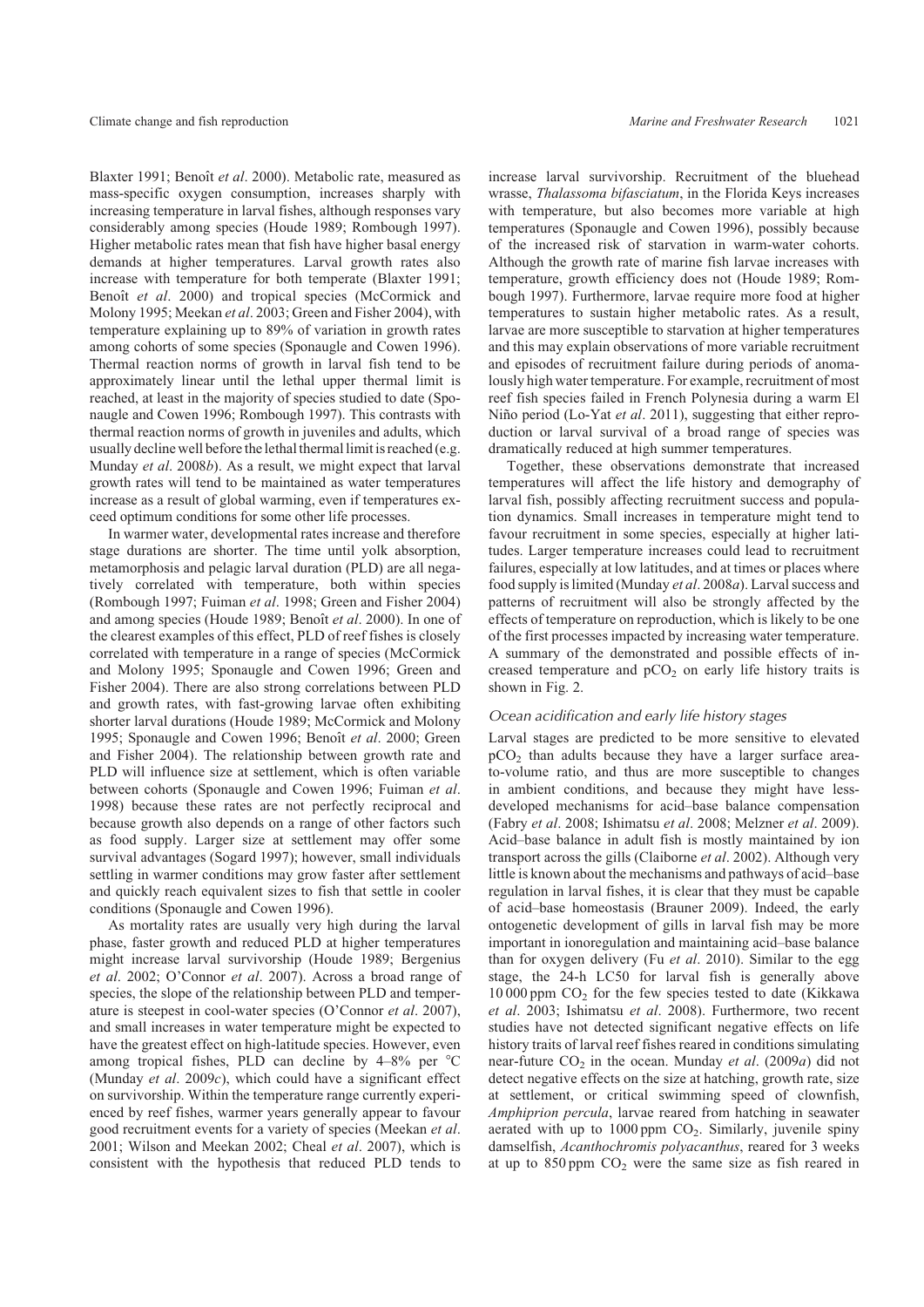Blaxter 1991; Benoît *et al*. 2000). Metabolic rate, measured as mass-specific oxygen consumption, increases sharply with increasing temperature in larval fishes, although responses vary considerably among species (Houde 1989; Rombough 1997). Higher metabolic rates mean that fish have higher basal energy demands at higher temperatures. Larval growth rates also increase with temperature for both temperate (Blaxter 1991; Benoît *et al*. 2000) and tropical species (McCormick and Molony 1995; Meekan *et al*. 2003; Green and Fisher 2004), with temperature explaining up to 89% of variation in growth rates among cohorts of some species (Sponaugle and Cowen 1996). Thermal reaction norms of growth in larval fish tend to be approximately linear until the lethal upper thermal limit is reached, at least in the majority of species studied to date (Sponaugle and Cowen 1996; Rombough 1997). This contrasts with thermal reaction norms of growth in juveniles and adults, which usually decline well before the lethal thermal limit is reached (e.g. Munday *et al*. 2008*b*). As a result, we might expect that larval growth rates will tend to be maintained as water temperatures increase as a result of global warming, even if temperatures exceed optimum conditions for some other life processes.

In warmer water, developmental rates increase and therefore stage durations are shorter. The time until yolk absorption, metamorphosis and pelagic larval duration (PLD) are all negatively correlated with temperature, both within species (Rombough 1997; Fuiman *et al*. 1998; Green and Fisher 2004) and among species (Houde 1989; Benoît *et al*. 2000). In one of the clearest examples of this effect, PLD of reef fishes is closely correlated with temperature in a range of species (McCormick and Molony 1995; Sponaugle and Cowen 1996; Green and Fisher 2004). There are also strong correlations between PLD and growth rates, with fast-growing larvae often exhibiting shorter larval durations (Houde 1989; McCormick and Molony 1995; Sponaugle and Cowen 1996; Benoît *et al*. 2000; Green and Fisher 2004). The relationship between growth rate and PLD will influence size at settlement, which is often variable between cohorts (Sponaugle and Cowen 1996; Fuiman *et al*. 1998) because these rates are not perfectly reciprocal and because growth also depends on a range of other factors such as food supply. Larger size at settlement may offer some survival advantages (Sogard 1997); however, small individuals settling in warmer conditions may grow faster after settlement and quickly reach equivalent sizes to fish that settle in cooler conditions (Sponaugle and Cowen 1996).

As mortality rates are usually very high during the larval phase, faster growth and reduced PLD at higher temperatures might increase larval survivorship (Houde 1989; Bergenius *et al*. 2002; O'Connor *et al*. 2007). Across a broad range of species, the slope of the relationship between PLD and temperature is steepest in cool-water species (O'Connor *et al*. 2007), and small increases in water temperature might be expected to have the greatest effect on high-latitude species. However, even among tropical fishes, PLD can decline by 4–8% per °C (Munday *et al*. 2009*c*), which could have a significant effect on survivorship. Within the temperature range currently experienced by reef fishes, warmer years generally appear to favour good recruitment events for a variety of species (Meekan *et al*. 2001; Wilson and Meekan 2002; Cheal *et al*. 2007), which is consistent with the hypothesis that reduced PLD tends to increase larval survivorship. Recruitment of the bluehead wrasse, *Thalassoma bifasciatum*, in the Florida Keys increases with temperature, but also becomes more variable at high temperatures (Sponaugle and Cowen 1996), possibly because of the increased risk of starvation in warm-water cohorts. Although the growth rate of marine fish larvae increases with temperature, growth efficiency does not (Houde 1989; Rombough 1997). Furthermore, larvae require more food at higher temperatures to sustain higher metabolic rates. As a result, larvae are more susceptible to starvation at higher temperatures and this may explain observations of more variable recruitment and episodes of recruitment failure during periods of anomalously high water temperature. For example, recruitment of most reef fish species failed in French Polynesia during a warm El Niño period (Lo-Yat *et al*. 2011), suggesting that either reproduction or larval survival of a broad range of species was dramatically reduced at high summer temperatures.

Together, these observations demonstrate that increased temperatures will affect the life history and demography of larval fish, possibly affecting recruitment success and population dynamics. Small increases in temperature might tend to favour recruitment in some species, especially at higher latitudes. Larger temperature increases could lead to recruitment failures, especially at low latitudes, and at times or places where food supply is limited (Munday *et al*. 2008*a*). Larval success and patterns of recruitment will also be strongly affected by the effects of temperature on reproduction, which is likely to be one of the first processes impacted by increasing water temperature. A summary of the demonstrated and possible effects of increased temperature and $pCO_2$ on early life history traits is shown in Fig. 2.

### *Ocean acidification and early life history stages*

Larval stages are predicted to be more sensitive to elevated $pCO_2$ than adults because they have a larger surface area-to-volume ratio, and thus are more susceptible to changes in ambient conditions, and because they might have less-developed mechanisms for acid–base balance compensation (Fabry *et al*. 2008; Ishimatsu *et al*. 2008; Melzner *et al*. 2009). Acid–base balance in adult fish is mostly maintained by ion transport across the gills (Claiborne *et al*. 2002). Although very little is known about the mechanisms and pathways of acid–base regulation in larval fishes, it is clear that they must be capable of acid–base homeostasis (Brauner 2009). Indeed, the early ontogenetic development of gills in larval fish may be more important in ionoregulation and maintaining acid–base balance than for oxygen delivery (Fu *et al*. 2010). Similar to the egg stage, the 24-h LC50 for larval fish is generally above 10 000 ppm $CO_2$ for the few species tested to date (Kikkawa *et al*. 2003; Ishimatsu *et al*. 2008). Furthermore, two recent studies have not detected significant negative effects on life history traits of larval reef fishes reared in conditions simulating near-future $CO_2$ in the ocean. Munday *et al*. (2009*a*) did not detect negative effects on the size at hatching, growth rate, size at settlement, or critical swimming speed of clownfish, *Amphiprion percula*, larvae reared from hatching in seawater aerated with up to 1000 ppm $CO_2$. Similarly, juvenile spiny damselfish, *Acanthochromis polyacanthus*, reared for 3 weeks at up to 850 ppm $CO_2$ were the same size as fish reared in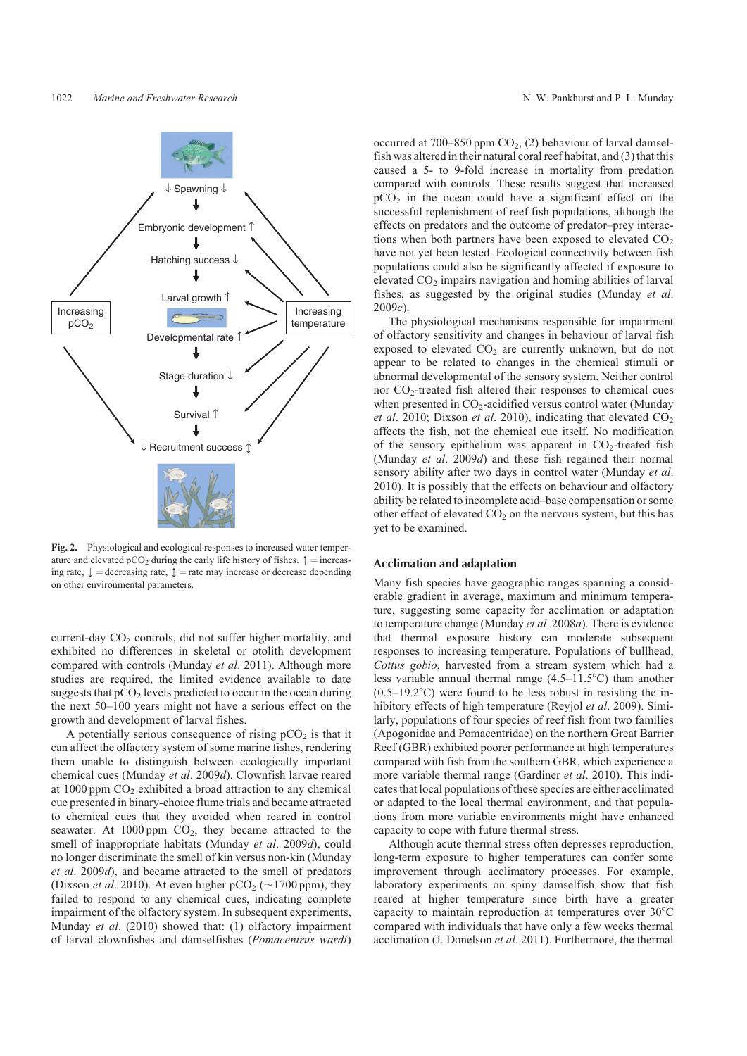Fig. 2. Physiological and ecological responses to increased water temperature and elevated $pCO_2$ during the early life history of fishes. ↑ = increasing rate, ↓ = decreasing rate, ↕ = rate may increase or decrease depending on other environmental parameters.

current-day $CO_2$ controls, did not suffer higher mortality, and exhibited no differences in skeletal or otolith development compared with controls (Munday *et al*. 2011). Although more studies are required, the limited evidence available to date suggests that $pCO_2$ levels predicted to occur in the ocean during the next 50–100 years might not have a serious effect on the growth and development of larval fishes.

A potentially serious consequence of rising $pCO_2$ is that it can affect the olfactory system of some marine fishes, rendering them unable to distinguish between ecologically important chemical cues (Munday *et al*. 2009*d*). Clownfish larvae reared at 1000 ppm $CO_2$ exhibited a broad attraction to any chemical cue presented in binary-choice flume trials and became attracted to chemical cues that they avoided when reared in control seawater. At 1000 ppm $CO_2$, they became attracted to the smell of inappropriate habitats (Munday *et al*. 2009*d*), could no longer discriminate the smell of kin versus non-kin (Munday *et al*. 2009*d*), and became attracted to the smell of predators (Dixson *et al*. 2010). At even higher $pCO_2$ (~1700 ppm), they failed to respond to any chemical cues, indicating complete impairment of the olfactory system. In subsequent experiments, Munday *et al*. (2010) showed that: (1) olfactory impairment of larval clownfishes and damselfishes (*Pomacentrus wardi*) occurred at 700–850 ppm $CO_2$, (2) behaviour of larval damselfish was altered in their natural coral reef habitat, and (3) that this caused a 5- to 9-fold increase in mortality from predation compared with controls. These results suggest that increased $pCO_2$ in the ocean could have a significant effect on the successful replenishment of reef fish populations, although the effects on predators and the outcome of predator–prey interactions when both partners have been exposed to elevated $CO_2$ have not yet been tested. Ecological connectivity between fish populations could also be significantly affected if exposure to elevated $CO_2$ impairs navigation and homing abilities of larval fishes, as suggested by the original studies (Munday *et al*. 2009*c*).

The physiological mechanisms responsible for impairment of olfactory sensitivity and changes in behaviour of larval fish exposed to elevated $CO_2$ are currently unknown, but do not appear to be related to changes in the chemical stimuli or abnormal developmental of the sensory system. Neither control nor $CO_2$-treated fish altered their responses to chemical cues when presented in $CO_2$-acidified versus control water (Munday *et al*. 2010; Dixson *et al*. 2010), indicating that elevated $CO_2$ affects the fish, not the chemical cue itself. No modification of the sensory epithelium was apparent in $CO_2$-treated fish (Munday *et al*. 2009*d*) and these fish regained their normal sensory ability after two days in control water (Munday *et al*. 2010). It is possibly that the effects on behaviour and olfactory ability be related to incomplete acid–base compensation or some other effect of elevated $CO_2$ on the nervous system, but this has yet to be examined.

## Acclimation and adaptation

Many fish species have geographic ranges spanning a considerable gradient in average, maximum and minimum temperature, suggesting some capacity for acclimation or adaptation to temperature change (Munday *et al*. 2008*a*). There is evidence that thermal exposure history can moderate subsequent responses to increasing temperature. Populations of bullhead, *Cottus gobio*, harvested from a stream system which had a less variable annual thermal range (4.5–11.5°C) than another (0.5–19.2°C) were found to be less robust in resisting the inhibitory effects of high temperature (Reyjol *et al*. 2009). Similarly, populations of four species of reef fish from two families (Apogonidae and Pomacentridae) on the northern Great Barrier Reef (GBR) exhibited poorer performance at high temperatures compared with fish from the southern GBR, which experience a more variable thermal range (Gardiner *et al*. 2010). This indicates that local populations of these species are either acclimated or adapted to the local thermal environment, and that populations from more variable environments might have enhanced capacity to cope with future thermal stress.

Although acute thermal stress often depresses reproduction, long-term exposure to higher temperatures can confer some improvement through acclimatory processes. For example, laboratory experiments on spiny damselfish show that fish reared at higher temperature since birth have a greater capacity to maintain reproduction at temperatures over 30°C compared with individuals that have only a few weeks thermal acclimation (J. Donelson *et al*. 2011). Furthermore, the thermal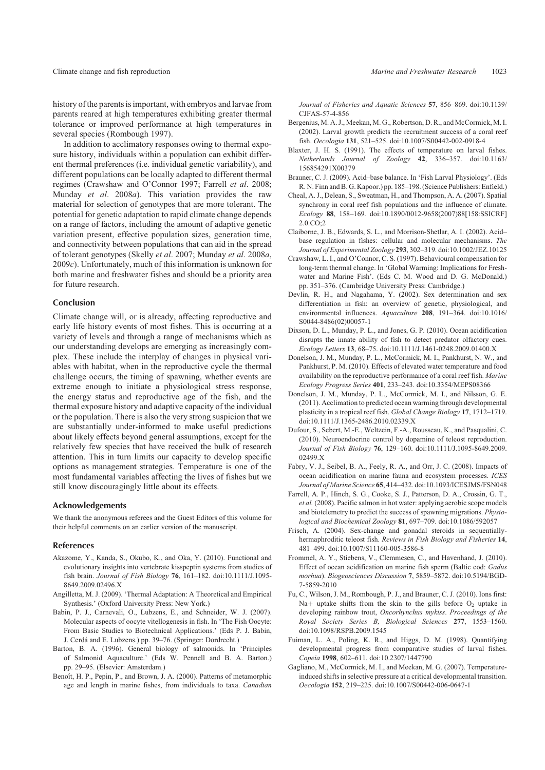history of the parents is important, with embryos and larvae from parents reared at high temperatures exhibiting greater thermal tolerance or improved performance at high temperatures in several species (Rombough 1997).

In addition to acclimatory responses owing to thermal exposure history, individuals within a population can exhibit different thermal preferences (i.e. individual genetic variability), and different populations can be locally adapted to different thermal regimes (Crawshaw and O'Connor 1997; Farrell *et al*. 2008; Munday *et al*. 2008*a*). This variation provides the raw material for selection of genotypes that are more tolerant. The potential for genetic adaptation to rapid climate change depends on a range of factors, including the amount of adaptive genetic variation present, effective population sizes, generation time, and connectivity between populations that can aid in the spread of tolerant genotypes (Skelly *et al*. 2007; Munday *et al*. 2008*a*, 2009*c*). Unfortunately, much of this information is unknown for both marine and freshwater fishes and should be a priority area for future research.

## Conclusion

Climate change will, or is already, affecting reproductive and early life history events of most fishes. This is occurring at a variety of levels and through a range of mechanisms which as our understanding develops are emerging as increasingly complex. These include the interplay of changes in physical variables with habitat, when in the reproductive cycle the thermal challenge occurs, the timing of spawning, whether events are extreme enough to initiate a physiological stress response, the energy status and reproductive age of the fish, and the thermal exposure history and adaptive capacity of the individual or the population. There is also the very strong suspicion that we are substantially under-informed to make useful predictions about likely effects beyond general assumptions, except for the relatively few species that have received the bulk of research attention. This in turn limits our capacity to develop specific options as management strategies. Temperature is one of the most fundamental variables affecting the lives of fishes but we still know discouragingly little about its effects.

## Acknowledgements

We thank the anonymous referees and the Guest Editors of this volume for their helpful comments on an earlier version of the manuscript.

## References

Akazome, Y., Kanda, S., Okubo, K., and Oka, Y. (2010). Functional and evolutionary insights into vertebrate kisspeptin systems from studies of fish brain. *Journal of Fish Biology* **76**, 161–182. doi:10.1111/J.1095-8649.2009.02496.X

Angilletta, M. J. (2009). 'Thermal Adaptation: A Theoretical and Empirical Synthesis.' (Oxford University Press: New York.)

Babin, P. J., Carnevali, O., Lubzens, E., and Schneider, W. J. (2007). Molecular aspects of oocyte vitellogenesis in fish. In 'The Fish Oocyte: From Basic Studies to Biotechnical Applications.' (Eds P. J. Babin, J. Cerdá and E. Lubzens.) pp. 39–76. (Springer: Dordrecht.)

Barton, B. A. (1996). General biology of salmonids. In 'Principles of Salmonid Aquaculture.' (Eds W. Pennell and B. A. Barton.) pp. 29–95. (Elsevier: Amsterdam.)

Benoît, H. P., Pepin, P., and Brown, J. A. (2000). Patterns of metamorphic age and length in marine fishes, from individuals to taxa. *Canadian Journal of Fisheries and Aquatic Sciences* **57**, 856–869. doi:10.1139/CJFAS-57-4-856

Bergenius, M. A. J., Meekan, M. G., Robertson, D. R., and McCormick, M. I. (2002). Larval growth predicts the recruitment success of a coral reef fish. *Oecologia* **131**, 521–525. doi:10.1007/S00442-002-0918-4

Blaxter, J. H. S. (1991). The effects of temperature on larval fishes. *Netherlands Journal of Zoology* **42**, 336–357. doi:10.1163/156854291X00379

Brauner, C. J. (2009). Acid–base balance. In 'Fish Larval Physiology'. (Eds R. N. Finn and B. G. Kapoor.) pp. 185–198. (Science Publishers: Enfield.)

Cheal, A. J., Delean, S., Sweatman, H., and Thompson, A. A. (2007). Spatial synchrony in coral reef fish populations and the influence of climate. *Ecology* **88**, 158–169. doi:10.1890/0012-9658(2007)88[158:SSICRF]2.0.CO;2

Claiborne, J. B., Edwards, S. L., and Morrison-Shetlar, A. I. (2002). Acid–base regulation in fishes: cellular and molecular mechanisms. *The Journal of Experimental Zoology* **293**, 302–319. doi:10.1002/JEZ.10125

Crawshaw, L. I., and O'Connor, C. S. (1997). Behavioural compensation for long-term thermal change. In 'Global Warming: Implications for Freshwater and Marine Fish'. (Eds C. M. Wood and D. G. McDonald.) pp. 351–376. (Cambridge University Press: Cambridge.)

Devlin, R. H., and Nagahama, Y. (2002). Sex determination and sex differentiation in fish: an overview of genetic, physiological, and environmental influences. *Aquaculture* **208**, 191–364. doi:10.1016/S0044-8486(02)00057-1

Dixson, D. L., Munday, P. L., and Jones, G. P. (2010). Ocean acidification disrupts the innate ability of fish to detect predator olfactory cues. *Ecology Letters* **13**, 68–75. doi:10.1111/J.1461-0248.2009.01400.X

Donelson, J. M., Munday, P. L., McCormick, M. I., Pankhurst, N. W., and Pankhurst, P. M. (2010). Effects of elevated water temperature and food availability on the reproductive performance of a coral reef fish. *Marine Ecology Progress Series* **401**, 233–243. doi:10.3354/MEPS08366

Donelson, J. M., Munday, P. L., McCormick, M. I., and Nilsson, G. E. (2011). Acclimation to predicted ocean warming through developmental plasticity in a tropical reef fish. *Global Change Biology* **17**, 1712–1719. doi:10.1111/J.1365-2486.2010.02339.X

Dufour, S., Sebert, M.-E., Weltzein, F.-A., Rousseau, K., and Pasqualini, C. (2010). Neuroendocrine control by dopamine of teleost reproduction. *Journal of Fish Biology* **76**, 129–160. doi:10.1111/J.1095-8649.2009.02499.X

Fabry, V. J., Seibel, B. A., Feely, R. A., and Orr, J. C. (2008). Impacts of ocean acidification on marine fauna and ecosystem processes. *ICES Journal of Marine Science* **65**, 414–432. doi:10.1093/ICESJMS/FSN048

Farrell, A. P., Hinch, S. G., Cooke, S. J., Patterson, D. A., Crossin, G. T., *et al.* (2008). Pacific salmon in hot water: applying aerobic scope models and biotelemetry to predict the success of spawning migrations. *Physiological and Biochemical Zoology* **81**, 697–709. doi:10.1086/592057

Frisch, A. (2004). Sex-change and gonadal steroids in sequentially-hermaphroditic teleost fish. *Reviews in Fish Biology and Fisheries* **14**, 481–499. doi:10.1007/S11160-005-3586-8

Frommel, A. Y., Stiebens, V., Clemmesen, C., and Havenhand, J. (2010). Effect of ocean acidification on marine fish sperm (Baltic cod: *Gadus morhua*). *Biogeosciences Discussion* **7**, 5859–5872. doi:10.5194/BGD-7-5859-2010

Fu, C., Wilson, J. M., Rombough, P. J., and Brauner, C. J. (2010). Ions first: Na+ uptake shifts from the skin to the gills before $O_2$ uptake in developing rainbow trout, *Oncorhynchus mykiss*. *Proceedings of the Royal Society Series B, Biological Sciences* **277**, 1553–1560. doi:10.1098/RSPB.2009.1545

Fuiman, L. A., Poling, K. R., and Higgs, D. M. (1998). Quantifying developmental progress from comparative studies of larval fishes. *Copeia* **1998**, 602–611. doi:10.2307/1447790

Gagliano, M., McCormick, M. I., and Meekan, M. G. (2007). Temperature-induced shifts in selective pressure at a critical developmental transition. *Oecologia* **152**, 219–225. doi:10.1007/S00442-006-0647-1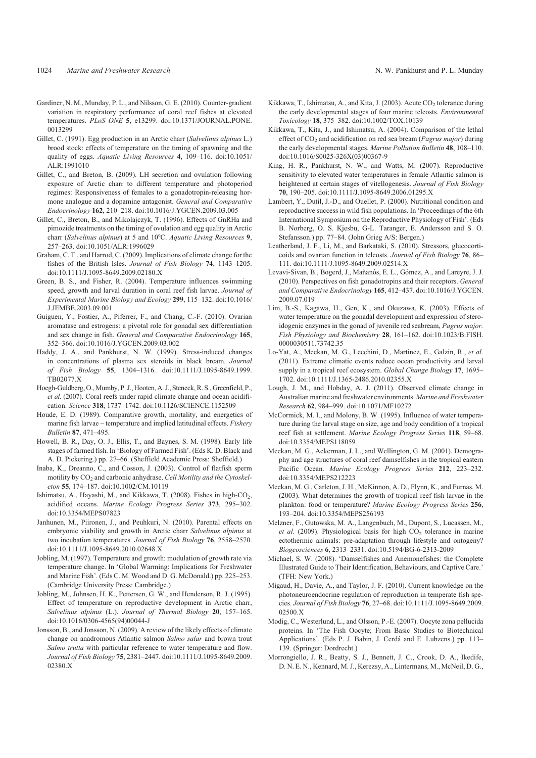Gardiner, N. M., Munday, P. L., and Nilsson, G. E. (2010). Counter-gradient variation in respiratory performance of coral reef fishes at elevated temperatures. *PLoS ONE* **5**, e13299. doi:10.1371/JOURNAL.PONE.0013299

Gillet, C. (1991). Egg production in an Arctic charr (*Salvelinus alpinus* L.) brood stock: effects of temperature on the timing of spawning and the quality of eggs. *Aquatic Living Resources* **4**, 109–116. doi:10.1051/ALR:1991010

Gillet, C., and Breton, B. (2009). LH secretion and ovulation following exposure of Arctic charr to different temperature and photoperiod regimes: Responsiveness of females to a gonadotropin-releasing hormone analogue and a dopamine antagonist. *General and Comparative Endocrinology* **162**, 210–218. doi:10.1016/J.YGCEN.2009.03.005

Gillet, C., Breton, B., and Mikolajczyk, T. (1996). Effects of GnRHa and pimozide treatments on the timing of ovulation and egg quality in Arctic charr (*Salvelinus alpinus*) at 5 and 10°C. *Aquatic Living Resources* **9**, 257–263. doi:10.1051/ALR:1996029

Graham, C. T., and Harrod, C. (2009). Implications of climate change for the fishes of the British Isles. *Journal of Fish Biology* **74**, 1143–1205. doi:10.1111/J.1095-8649.2009.02180.X

Green, B. S., and Fisher, R. (2004). Temperature influences swimming speed, growth and larval duration in coral reef fish larvae. *Journal of Experimental Marine Biology and Ecology* **299**, 115–132. doi:10.1016/J.JEMBE.2003.09.001

Guiguen, Y., Fostier, A., Piferrer, F., and Chang, C.-F. (2010). Ovarian aromatase and estrogens: a pivotal role for gonadal sex differentiation and sex change in fish. *General and Comparative Endocrinology* **165**, 352–366. doi:10.1016/J.YGCEN.2009.03.002

Haddy, J. A., and Pankhurst, N. W. (1999). Stress-induced changes in concentrations of plasma sex steroids in black bream. *Journal of Fish Biology* **55**, 1304–1316. doi:10.1111/J.1095-8649.1999.TB02077.X

Hoegh-Guldberg, O., Mumby, P. J., Hooten, A. J., Steneck, R. S., Greenfield, P., *et al.* (2007). Coral reefs under rapid climate change and ocean acidification. *Science* **318**, 1737–1742. doi:10.1126/SCIENCE.1152509

Houde, E. D. (1989). Comparative growth, mortality, and energetics of marine fish larvae – temperature and implied latitudinal effects. *Fishery Bulletin* **87**, 471–495.

Howell, B. R., Day, O. J., Ellis, T., and Baynes, S. M. (1998). Early life stages of farmed fish. In 'Biology of Farmed Fish'. (Eds K. D. Black and A. D. Pickering.) pp. 27–66. (Sheffield Academic Press: Sheffield.)

Inaba, K., Dreanno, C., and Cosson, J. (2003). Control of flatfish sperm motility by $CO_2$ and carbonic anhydrase. *Cell Motility and the Cytoskeleton* **55**, 174–187. doi:10.1002/CM.10119

Ishimatsu, A., Hayashi, M., and Kikkawa, T. (2008). Fishes in high-$CO_2$, acidified oceans. *Marine Ecology Progress Series* **373**, 295–302. doi:10.3354/MEPS07823

Janhunen, M., Piironen, J., and Peuhkuri, N. (2010). Parental effects on embryonic viability and growth in Arctic charr *Salvelinus alpinus* at two incubation temperatures. *Journal of Fish Biology* **76**, 2558–2570. doi:10.1111/J.1095-8649.2010.02648.X

Jobling, M. (1997). Temperature and growth: modulation of growth rate via temperature change. In 'Global Warming: Implications for Freshwater and Marine Fish'. (Eds C. M. Wood and D. G. McDonald.) pp. 225–253. (Cambridge University Press: Cambridge.)

Jobling, M., Johnsen, H. K., Pettersen, G. W., and Henderson, R. J. (1995). Effect of temperature on reproductive development in Arctic charr, *Salvelinus alpinus* (L.). *Journal of Thermal Biology* **20**, 157–165. doi:10.1016/0306-4565(94)00044-J

Jonsson, B., and Jonsson, N. (2009). A review of the likely effects of climate change on anadromous Atlantic salmon *Salmo salar* and brown trout *Salmo trutta* with particular reference to water temperature and flow. *Journal of Fish Biology* **75**, 2381–2447. doi:10.1111/J.1095-8649.2009.02380.X

Kikkawa, T., Ishimatsu, A., and Kita, J. (2003). Acute $CO_2$ tolerance during the early developmental stages of four marine teleosts. *Environmental Toxicology* **18**, 375–382. doi:10.1002/TOX.10139

Kikkawa, T., Kita, J., and Ishimatsu, A. (2004). Comparison of the lethal effect of $CO_2$ and acidification on red sea bream (*Pagrus major*) during the early developmental stages. *Marine Pollution Bulletin* **48**, 108–110. doi:10.1016/S0025-326X(03)00367-9

King, H. R., Pankhurst, N. W., and Watts, M. (2007). Reproductive sensitivity to elevated water temperatures in female Atlantic salmon is heightened at certain stages of vitellogenesis. *Journal of Fish Biology* **70**, 190–205. doi:10.1111/J.1095-8649.2006.01295.X

Lambert, Y., Dutil, J.-D., and Ouellet, P. (2000). Nutritional condition and reproductive success in wild fish populations. In 'Proceedings of the 6th International Symposium on the Reproductive Physiology of Fish'. (Eds B. Norberg, O. S. Kjesbu, G-L. Taranger, E. Andersson and S. O. Stefansson.) pp. 77–84. (John Grieg A/S: Bergen.)

Leatherland, J. F., Li, M., and Barkataki, S. (2010). Stressors, glucocorticoids and ovarian function in teleosts. *Journal of Fish Biology* **76**, 86–111. doi:10.1111/J.1095-8649.2009.02514.X

Levavi-Sivan, B., Bogerd, J., Mañanós, E. L., Gómez, A., and Lareyre, J. J. (2010). Perspectives on fish gonadotropins and their receptors. *General and Comparative Endocrinology* **165**, 412–437. doi:10.1016/J.YGCEN.2009.07.019

Lim, B.-S., Kagawa, H., Gen, K., and Okuzawa, K. (2003). Effects of water temperature on the gonadal development and expression of steroidogenic enzymes in the gonad of juvenile red seabream, *Pagrus major*. *Fish Physiology and Biochemistry* **28**, 161–162. doi:10.1023/B:FISH.0000030511.73742.35

Lo-Yat, A., Meekan, M. G., Lecchini, D., Martinez, E., Galzin, R., *et al.* (2011). Extreme climatic events reduce ocean productivity and larval supply in a tropical reef ecosystem. *Global Change Biology* **17**, 1695–1702. doi:10.1111/J.1365-2486.2010.02355.X

Lough, J. M., and Hobday, A. J. (2011). Observed climate change in Australian marine and freshwater environments. *Marine and Freshwater Research* **62**, 984–999. doi:10.1071/MF10272

McCormick, M. I., and Molony, B. W. (1995). Influence of water temperature during the larval stage on size, age and body condition of a tropical reef fish at settlement. *Marine Ecology Progress Series* **118**, 59–68. doi:10.3354/MEPS118059

Meekan, M. G., Ackerman, J. L., and Wellington, G. M. (2001). Demography and age structures of coral reef damselfishes in the tropical eastern Pacific Ocean. *Marine Ecology Progress Series* **212**, 223–232. doi:10.3354/MEPS212223

Meekan, M. G., Carleton, J. H., McKinnon, A. D., Flynn, K., and Furnas, M. (2003). What determines the growth of tropical reef fish larvae in the plankton: food or temperature? *Marine Ecology Progress Series* **256**, 193–204. doi:10.3354/MEPS256193

Melzner, F., Gutowska, M. A., Langenbuch, M., Dupont, S., Lucassen, M., *et al.* (2009). Physiological basis for high $CO_2$ tolerance in marine ectothermic animals: pre-adaptation through lifestyle and ontogeny? *Biogeosciences* **6**, 2313–2331. doi:10.5194/BG-6-2313-2009

Michael, S. W. (2008). 'Damselfishes and Anemonefishes: the Complete Illustrated Guide to Their Identification, Behaviours, and Captive Care.' (TFH: New York.)

Migaud, H., Davie, A., and Taylor, J. F. (2010). Current knowledge on the photoneuroendocrine regulation of reproduction in temperate fish species. *Journal of Fish Biology* **76**, 27–68. doi:10.1111/J.1095-8649.2009.02500.X

Modig, C., Westerlund, L., and Olsson, P.-E. (2007). Oocyte zona pellucida proteins. In 'The Fish Oocyte; From Basic Studies to Biotechnical Applications'. (Eds P. J. Babin, J. Cerdá and E. Lubzens.) pp. 113–139. (Springer: Dordrecht.)

Morrongiello, J. R., Beatty, S. J., Bennett, J. C., Crook, D. A., Ikedife, D. N. E. N., Kennard, M. J., Kerezsy, A., Lintermans, M., McNeil, D. G.,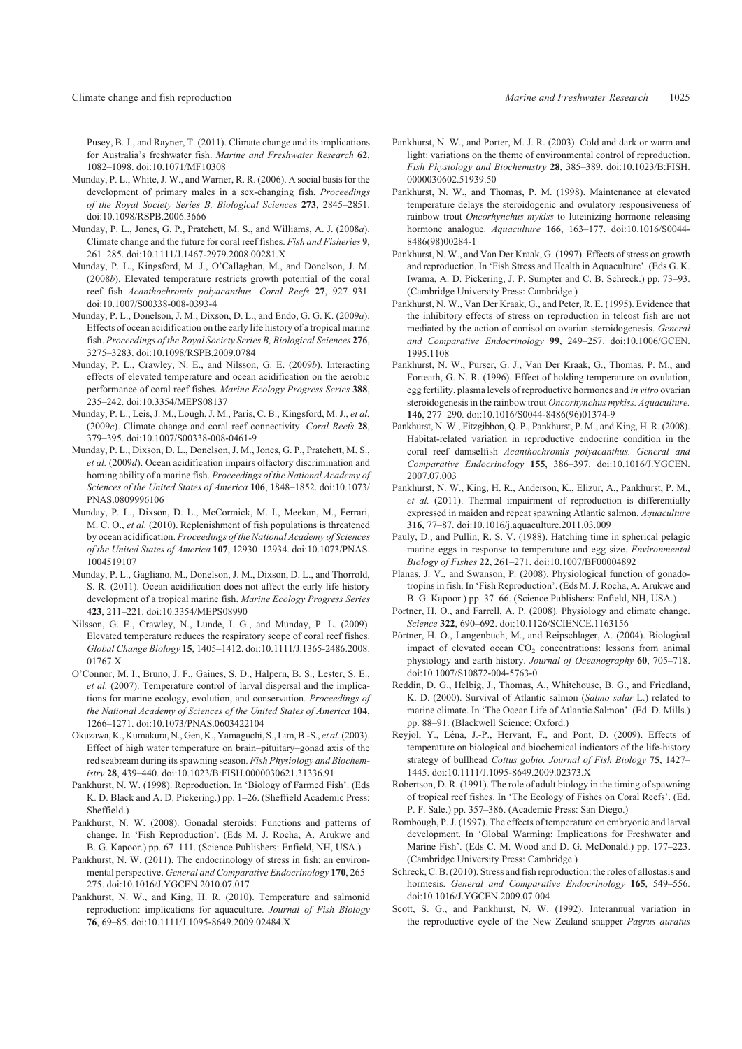Pusey, B. J., and Rayner, T. (2011). Climate change and its implications for Australia's freshwater fish. *Marine and Freshwater Research* **62**, 1082–1098. doi:10.1071/MF10308

Munday, P. L., White, J. W., and Warner, R. R. (2006). A social basis for the development of primary males in a sex-changing fish. *Proceedings of the Royal Society Series B, Biological Sciences* **273**, 2845–2851. doi:10.1098/RSPB.2006.3666

Munday, P. L., Jones, G. P., Pratchett, M. S., and Williams, A. J. (2008*a*). Climate change and the future for coral reef fishes. *Fish and Fisheries* **9**, 261–285. doi:10.1111/J.1467-2979.2008.00281.X

Munday, P. L., Kingsford, M. J., O'Callaghan, M., and Donelson, J. M. (2008*b*). Elevated temperature restricts growth potential of the coral reef fish *Acanthochromis polyacanthus. Coral Reefs* **27**, 927–931. doi:10.1007/S00338-008-0393-4

Munday, P. L., Donelson, J. M., Dixson, D. L., and Endo, G. G. K. (2009*a*). Effects of ocean acidification on the early life history of a tropical marine fish. *Proceedings of the Royal Society Series B, Biological Sciences* **276**, 3275–3283. doi:10.1098/RSPB.2009.0784

Munday, P. L., Crawley, N. E., and Nilsson, G. E. (2009*b*). Interacting effects of elevated temperature and ocean acidification on the aerobic performance of coral reef fishes. *Marine Ecology Progress Series* **388**, 235–242. doi:10.3354/MEPS08137

Munday, P. L., Leis, J. M., Lough, J. M., Paris, C. B., Kingsford, M. J., *et al.* (2009*c*). Climate change and coral reef connectivity. *Coral Reefs* **28**, 379–395. doi:10.1007/S00338-008-0461-9

Munday, P. L., Dixson, D. L., Donelson, J. M., Jones, G. P., Pratchett, M. S., *et al.* (2009*d*). Ocean acidification impairs olfactory discrimination and homing ability of a marine fish. *Proceedings of the National Academy of Sciences of the United States of America* **106**, 1848–1852. doi:10.1073/PNAS.0809996106

Munday, P. L., Dixson, D. L., McCormick, M. I., Meekan, M., Ferrari, M. C. O., *et al.* (2010). Replenishment of fish populations is threatened by ocean acidification. *Proceedings of the National Academy of Sciences of the United States of America* **107**, 12930–12934. doi:10.1073/PNAS.1004519107

Munday, P. L., Gagliano, M., Donelson, J. M., Dixson, D. L., and Thorrold, S. R. (2011). Ocean acidification does not affect the early life history development of a tropical marine fish. *Marine Ecology Progress Series* **423**, 211–221. doi:10.3354/MEPS08990

Nilsson, G. E., Crawley, N., Lunde, I. G., and Munday, P. L. (2009). Elevated temperature reduces the respiratory scope of coral reef fishes. *Global Change Biology* **15**, 1405–1412. doi:10.1111/J.1365-2486.2008.01767.X

O'Connor, M. I., Bruno, J. F., Gaines, S. D., Halpern, B. S., Lester, S. E., *et al.* (2007). Temperature control of larval dispersal and the implications for marine ecology, evolution, and conservation. *Proceedings of the National Academy of Sciences of the United States of America* **104**, 1266–1271. doi:10.1073/PNAS.0603422104

Okuzawa, K., Kumakura, N., Gen, K., Yamaguchi, S., Lim, B.-S., *et al.* (2003). Effect of high water temperature on brain–pituitary–gonad axis of the red seabream during its spawning season. *Fish Physiology and Biochemistry* **28**, 439–440. doi:10.1023/B:FISH.0000030621.31336.91

Pankhurst, N. W. (1998). Reproduction. In 'Biology of Farmed Fish'. (Eds K. D. Black and A. D. Pickering.) pp. 1–26. (Sheffield Academic Press: Sheffield.)

Pankhurst, N. W. (2008). Gonadal steroids: Functions and patterns of change. In 'Fish Reproduction'. (Eds M. J. Rocha, A. Arukwe and B. G. Kapoor.) pp. 67–111. (Science Publishers: Enfield, NH, USA.)

Pankhurst, N. W. (2011). The endocrinology of stress in fish: an environmental perspective. *General and Comparative Endocrinology* **170**, 265–275. doi:10.1016/J.YGCEN.2010.07.017

Pankhurst, N. W., and King, H. R. (2010). Temperature and salmonid reproduction: implications for aquaculture. *Journal of Fish Biology* **76**, 69–85. doi:10.1111/J.1095-8649.2009.02484.X

Pankhurst, N. W., and Porter, M. J. R. (2003). Cold and dark or warm and light: variations on the theme of environmental control of reproduction. *Fish Physiology and Biochemistry* **28**, 385–389. doi:10.1023/B:FISH.0000030602.51939.50

Pankhurst, N. W., and Thomas, P. M. (1998). Maintenance at elevated temperature delays the steroidogenic and ovulatory responsiveness of rainbow trout *Oncorhynchus mykiss* to luteinizing hormone releasing hormone analogue. *Aquaculture* **166**, 163–177. doi:10.1016/S0044-8486(98)00284-1

Pankhurst, N. W., and Van Der Kraak, G. (1997). Effects of stress on growth and reproduction. In 'Fish Stress and Health in Aquaculture'. (Eds G. K. Iwama, A. D. Pickering, J. P. Sumpter and C. B. Schreck.) pp. 73–93. (Cambridge University Press: Cambridge.)

Pankhurst, N. W., Van Der Kraak, G., and Peter, R. E. (1995). Evidence that the inhibitory effects of stress on reproduction in teleost fish are not mediated by the action of cortisol on ovarian steroidogenesis. *General and Comparative Endocrinology* **99**, 249–257. doi:10.1006/GCEN.1995.1108

Pankhurst, N. W., Purser, G. J., Van Der Kraak, G., Thomas, P. M., and Forteath, G. N. R. (1996). Effect of holding temperature on ovulation, egg fertility, plasma levels of reproductive hormones and *in vitro* ovarian steroidogenesis in the rainbow trout *Oncorhynchus mykiss*. *Aquaculture.* **146**, 277–290. doi:10.1016/S0044-8486(96)01374-9

Pankhurst, N. W., Fitzgibbon, Q. P., Pankhurst, P. M., and King, H. R. (2008). Habitat-related variation in reproductive endocrine condition in the coral reef damselfish *Acanthochromis polyacanthus. General and Comparative Endocrinology* **155**, 386–397. doi:10.1016/J.YGCEN.2007.07.003

Pankhurst, N. W., King, H. R., Anderson, K., Elizur, A., Pankhurst, P. M., *et al.* (2011). Thermal impairment of reproduction is differentially expressed in maiden and repeat spawning Atlantic salmon. *Aquaculture* **316**, 77–87. doi:10.1016/j.aquaculture.2011.03.009

Pauly, D., and Pullin, R. S. V. (1988). Hatching time in spherical pelagic marine eggs in response to temperature and egg size. *Environmental Biology of Fishes* **22**, 261–271. doi:10.1007/BF00004892

Planas, J. V., and Swanson, P. (2008). Physiological function of gonadotropins in fish. In 'Fish Reproduction'. (Eds M. J. Rocha, A. Arukwe and B. G. Kapoor.) pp. 37–66. (Science Publishers: Enfield, NH, USA.)

Pörtner, H. O., and Farrell, A. P. (2008). Physiology and climate change. *Science* **322**, 690–692. doi:10.1126/SCIENCE.1163156

Pörtner, H. O., Langenbuch, M., and Reipschlager, A. (2004). Biological impact of elevated ocean $CO_2$ concentrations: lessons from animal physiology and earth history. *Journal of Oceanography* **60**, 705–718. doi:10.1007/S10872-004-5763-0

Reddin, D. G., Helbig, J., Thomas, A., Whitehouse, B. G., and Friedland, K. D. (2000). Survival of Atlantic salmon (*Salmo salar* L.) related to marine climate. In 'The Ocean Life of Atlantic Salmon'. (Ed. D. Mills.) pp. 88–91. (Blackwell Science: Oxford.)

Reyjol, Y., Léna, J.-P., Hervant, F., and Pont, D. (2009). Effects of temperature on biological and biochemical indicators of the life-history strategy of bullhead *Cottus gobio. Journal of Fish Biology* **75**, 1427–1445. doi:10.1111/J.1095-8649.2009.02373.X

Robertson, D. R. (1991). The role of adult biology in the timing of spawning of tropical reef fishes. In 'The Ecology of Fishes on Coral Reefs'. (Ed. P. F. Sale.) pp. 357–386. (Academic Press: San Diego.)

Rombough, P. J. (1997). The effects of temperature on embryonic and larval development. In 'Global Warming: Implications for Freshwater and Marine Fish'. (Eds C. M. Wood and D. G. McDonald.) pp. 177–223. (Cambridge University Press: Cambridge.)

Schreck, C. B. (2010). Stress and fish reproduction: the roles of allostasis and hormesis. *General and Comparative Endocrinology* **165**, 549–556. doi:10.1016/J.YGCEN.2009.07.004

Scott, S. G., and Pankhurst, N. W. (1992). Interannual variation in the reproductive cycle of the New Zealand snapper *Pagrus auratus*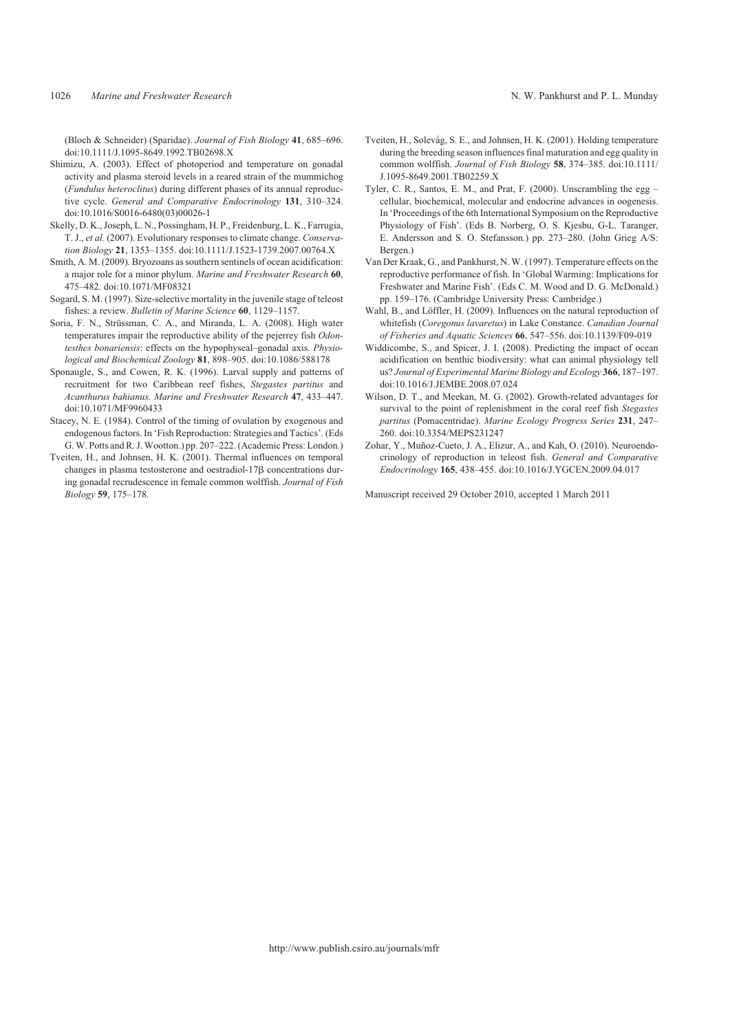(Bloch & Schneider) (Sparidae). *Journal of Fish Biology* **41**, 685–696. doi:10.1111/J.1095-8649.1992.TB02698.X

Shimizu, A. (2003). Effect of photoperiod and temperature on gonadal activity and plasma steroid levels in a reared strain of the mummichog (*Fundulus heteroclitus*) during different phases of its annual reproductive cycle. *General and Comparative Endocrinology* **131**, 310–324. doi:10.1016/S0016-6480(03)00026-1

Skelly, D. K., Joseph, L. N., Possingham, H. P., Freidenburg, L. K., Farrugia, T. J., *et al.* (2007). Evolutionary responses to climate change. *Conservation Biology* **21**, 1353–1355. doi:10.1111/J.1523-1739.2007.00764.X

Smith, A. M. (2009). Bryozoans as southern sentinels of ocean acidification: a major role for a minor phylum. *Marine and Freshwater Research* **60**, 475–482. doi:10.1071/MF08321

Sogard, S. M. (1997). Size-selective mortality in the juvenile stage of teleost fishes: a review. *Bulletin of Marine Science* **60**, 1129–1157.

Soria, F. N., Strüssman, C. A., and Miranda, L. A. (2008). High water temperatures impair the reproductive ability of the pejerrey fish *Odontesthes bonariensis*: effects on the hypophyseal–gonadal axis. *Physiological and Biochemical Zoology* **81**, 898–905. doi:10.1086/588178

Sponaugle, S., and Cowen, R. K. (1996). Larval supply and patterns of recruitment for two Caribbean reef fishes, *Stegastes partitus* and *Acanthurus bahianus. Marine and Freshwater Research* **47**, 433–447. doi:10.1071/MF9960433

Stacey, N. E. (1984). Control of the timing of ovulation by exogenous and endogenous factors. In 'Fish Reproduction: Strategies and Tactics'. (Eds G. W. Potts and R. J. Wootton.) pp. 207–222. (Academic Press: London.)

Tveiten, H., and Johnsen, H. K. (2001). Thermal influences on temporal changes in plasma testosterone and oestradiol-17β concentrations during gonadal recrudescence in female common wolffish. *Journal of Fish Biology* **59**, 175–178.

Tveiten, H., Solevåg, S. E., and Johnsen, H. K. (2001). Holding temperature during the breeding season influences final maturation and egg quality in common wolffish. *Journal of Fish Biology* **58**, 374–385. doi:10.1111/J.1095-8649.2001.TB02259.X

Tyler, C. R., Santos, E. M., and Prat, F. (2000). Unscrambling the egg – cellular, biochemical, molecular and endocrine advances in oogenesis. In 'Proceedings of the 6th International Symposium on the Reproductive Physiology of Fish'. (Eds B. Norberg, O. S. Kjesbu, G-L. Taranger, E. Andersson and S. O. Stefansson.) pp. 273–280. (John Grieg A/S: Bergen.)

Van Der Kraak, G., and Pankhurst, N. W. (1997). Temperature effects on the reproductive performance of fish. In 'Global Warming: Implications for Freshwater and Marine Fish'. (Eds C. M. Wood and D. G. McDonald.) pp. 159–176. (Cambridge University Press: Cambridge.)

Wahl, B., and Löffler, H. (2009). Influences on the natural reproduction of whitefish (*Coregonus lavaretus*) in Lake Constance. *Canadian Journal of Fisheries and Aquatic Sciences* **66**, 547–556. doi:10.1139/F09-019

Widdicombe, S., and Spicer, J. I. (2008). Predicting the impact of ocean acidification on benthic biodiversity: what can animal physiology tell us? *Journal of Experimental Marine Biology and Ecology* **366**, 187–197. doi:10.1016/J.JEMBE.2008.07.024

Wilson, D. T., and Meekan, M. G. (2002). Growth-related advantages for survival to the point of replenishment in the coral reef fish *Stegastes partitus* (Pomacentridae). *Marine Ecology Progress Series* **231**, 247–260. doi:10.3354/MEPS231247

Zohar, Y., Muñoz-Cueto, J. A., Elizur, A., and Kah, O. (2010). Neuroendocrinology of reproduction in teleost fish. *General and Comparative Endocrinology* **165**, 438–455. doi:10.1016/J.YGCEN.2009.04.017

Manuscript received 29 October 2010, accepted 1 March 2011